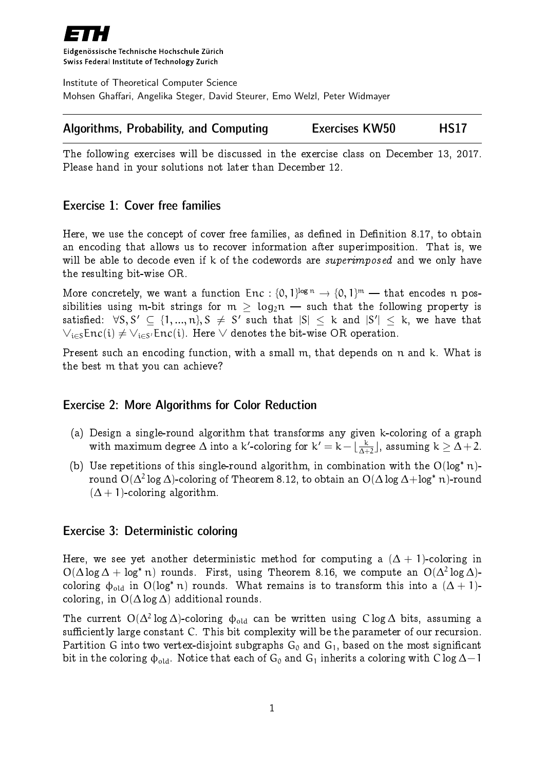Eidgenössische Technische Hochschule Zürich
Swiss Federal Institute of Technology Zurich

Institute of Theoretical Computer Science
Mohsen Ghaffari, Angelika Steger, David Steurer, Emo Welzl, Peter Widmayer

**Algorithms, Probability, and Computing** — **Exercises KW50** — **HS17**

The following exercises will be discussed in the exercise class on December 13, 2017. Please hand in your solutions not later than December 12.

## Exercise 1: Cover free families

Here, we use the concept of cover free families, as defined in Definition 8.17, to obtain an encoding that allows us to recover information after superimposition. That is, we will be able to decode even if $k$ of the codewords are *superimposed* and we only have the resulting bit-wise OR.

More concretely, we want a function $\mathrm{Enc} : \{0,1\}^{\log n} \to \{0,1\}^m$ — that encodes $n$ possibilities using $m$-bit strings for $m \geq \log_2 n$ — such that the following property is satisfied: $\forall S, S' \subseteq \{1, ..., n\}, S \neq S'$ such that $|S| \leq k$ and $|S'| \leq k$, we have that $\vee_{i \in S} \mathrm{Enc}(i) \neq \vee_{i \in S'} \mathrm{Enc}(i)$. Here $\vee$ denotes the bit-wise OR operation.

Present such an encoding function, with a small $m$, that depends on $n$ and $k$. What is the best $m$ that you can achieve?

## Exercise 2: More Algorithms for Color Reduction

(a) Design a single-round algorithm that transforms any given $k$-coloring of a graph with maximum degree $\Delta$ into a $k'$-coloring for $k' = k - \lfloor \frac{k}{\Delta+2} \rfloor$, assuming $k \geq \Delta + 2$.

(b) Use repetitions of this single-round algorithm, in combination with the $O(\log^* n)$-round $O(\Delta^2 \log \Delta)$-coloring of Theorem 8.12, to obtain an $O(\Delta \log \Delta + \log^* n)$-round $(\Delta + 1)$-coloring algorithm.

## Exercise 3: Deterministic coloring

Here, we see yet another deterministic method for computing a $(\Delta + 1)$-coloring in $O(\Delta \log \Delta + \log^* n)$ rounds. First, using Theorem 8.16, we compute an $O(\Delta^2 \log \Delta)$-coloring $\phi_{\text{old}}$ in $O(\log^* n)$ rounds. What remains is to transform this into a $(\Delta + 1)$-coloring, in $O(\Delta \log \Delta)$ additional rounds.

The current $O(\Delta^2 \log \Delta)$-coloring $\phi_{\text{old}}$ can be written using $C \log \Delta$ bits, assuming a sufficiently large constant $C$. This bit complexity will be the parameter of our recursion. Partition $G$ into two vertex-disjoint subgraphs $G_0$ and $G_1$, based on the most significant bit in the coloring $\phi_{\text{old}}$. Notice that each of $G_0$ and $G_1$ inherits a coloring with $C \log \Delta - 1$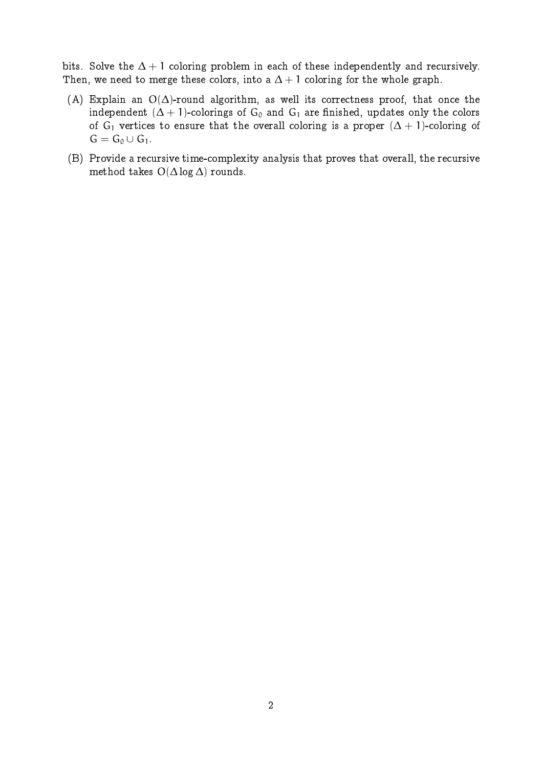bits. Solve the $\Delta + 1$ coloring problem in each of these independently and recursively. Then, we need to merge these colors, into a $\Delta + 1$ coloring for the whole graph.

(A) Explain an $O(\Delta)$-round algorithm, as well its correctness proof, that once the independent $(\Delta + 1)$-colorings of $G_0$ and $G_1$ are finished, updates only the colors of $G_1$ vertices to ensure that the overall coloring is a proper $(\Delta + 1)$-coloring of $G = G_0 \cup G_1$.

(B) Provide a recursive time-complexity analysis that proves that overall, the recursive method takes $O(\Delta \log \Delta)$ rounds.